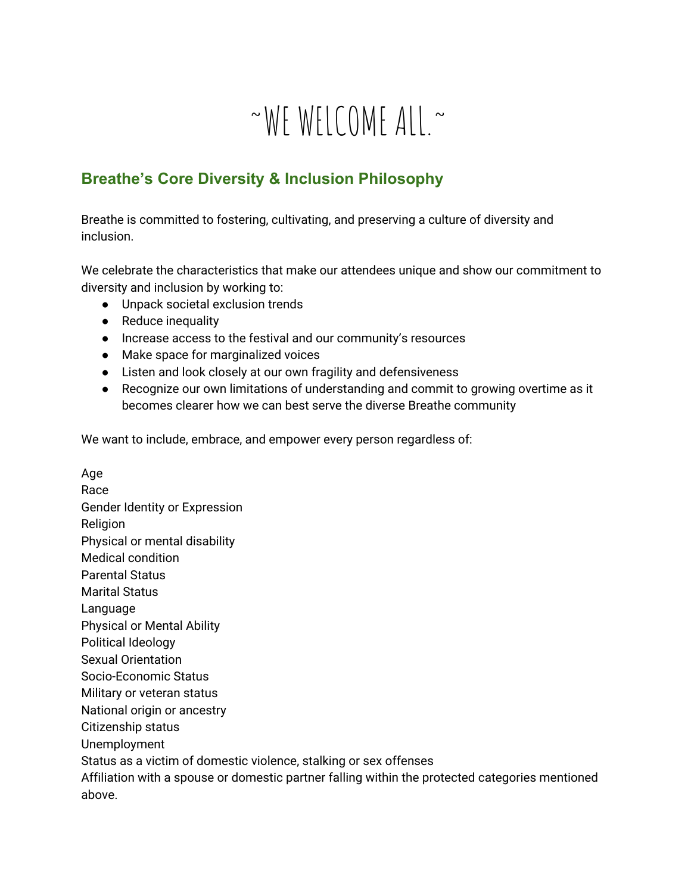# ~WE WELCOME ALL.~

## Breathe's Core Diversity & Inclusion Philosophy

Breathe is committed to fostering, cultivating, and preserving a culture of diversity and inclusion.

We celebrate the characteristics that make our attendees unique and show our commitment to diversity and inclusion by working to:

- Unpack societal exclusion trends
- Reduce inequality
- Increase access to the festival and our community's resources
- Make space for marginalized voices
- Listen and look closely at our own fragility and defensiveness
- Recognize our own limitations of understanding and commit to growing overtime as it becomes clearer how we can best serve the diverse Breathe community

We want to include, embrace, and empower every person regardless of:

Age
Race
Gender Identity or Expression
Religion
Physical or mental disability
Medical condition
Parental Status
Marital Status
Language
Physical or Mental Ability
Political Ideology
Sexual Orientation
Socio-Economic Status
Military or veteran status
National origin or ancestry
Citizenship status
Unemployment
Status as a victim of domestic violence, stalking or sex offenses
Affiliation with a spouse or domestic partner falling within the protected categories mentioned above.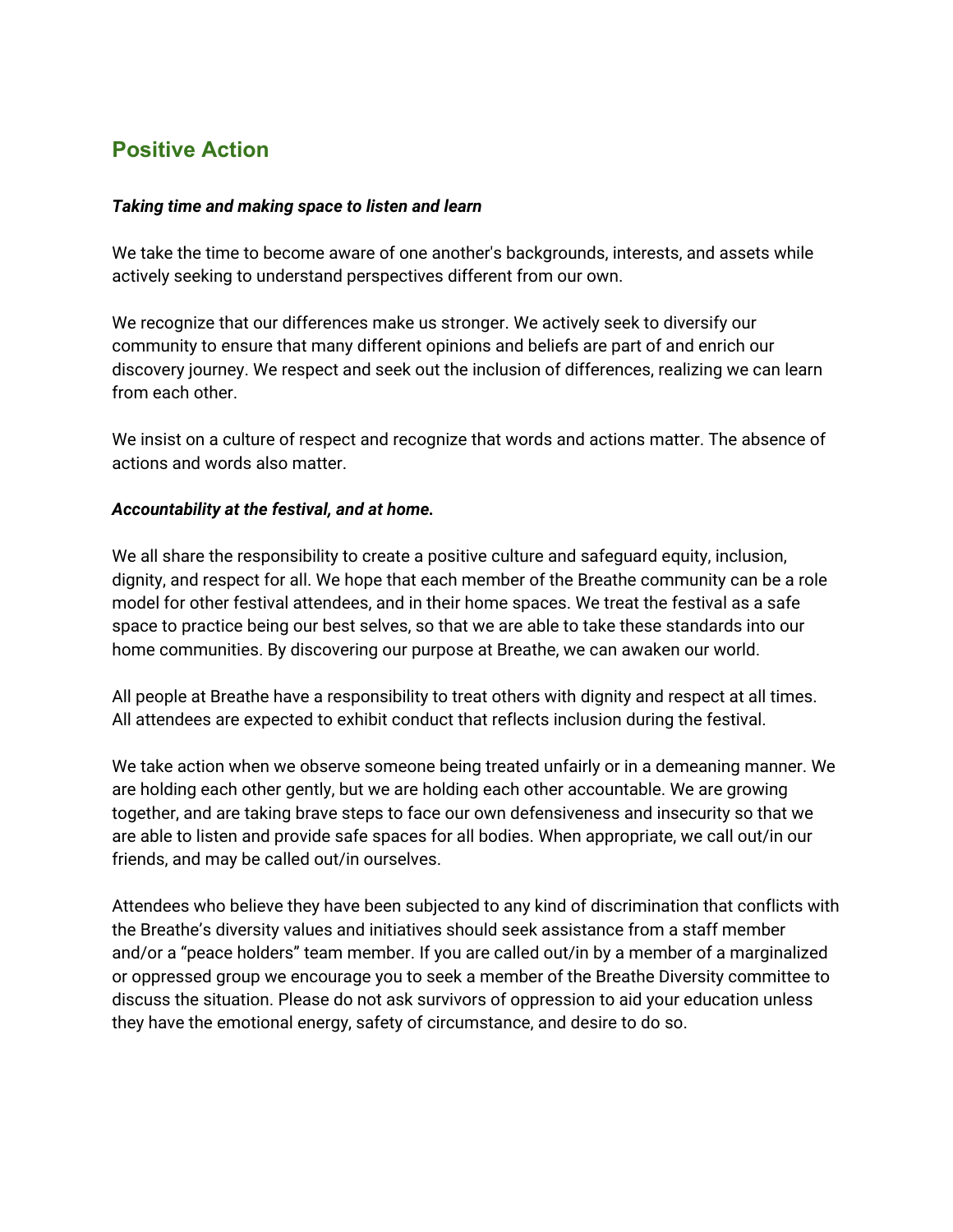## Positive Action

***Taking time and making space to listen and learn***

We take the time to become aware of one another's backgrounds, interests, and assets while actively seeking to understand perspectives different from our own.

We recognize that our differences make us stronger. We actively seek to diversify our community to ensure that many different opinions and beliefs are part of and enrich our discovery journey. We respect and seek out the inclusion of differences, realizing we can learn from each other.

We insist on a culture of respect and recognize that words and actions matter. The absence of actions and words also matter.

***Accountability at the festival, and at home.***

We all share the responsibility to create a positive culture and safeguard equity, inclusion, dignity, and respect for all. We hope that each member of the Breathe community can be a role model for other festival attendees, and in their home spaces. We treat the festival as a safe space to practice being our best selves, so that we are able to take these standards into our home communities. By discovering our purpose at Breathe, we can awaken our world.

All people at Breathe have a responsibility to treat others with dignity and respect at all times. All attendees are expected to exhibit conduct that reflects inclusion during the festival.

We take action when we observe someone being treated unfairly or in a demeaning manner. We are holding each other gently, but we are holding each other accountable. We are growing together, and are taking brave steps to face our own defensiveness and insecurity so that we are able to listen and provide safe spaces for all bodies. When appropriate, we call out/in our friends, and may be called out/in ourselves.

Attendees who believe they have been subjected to any kind of discrimination that conflicts with the Breathe's diversity values and initiatives should seek assistance from a staff member and/or a "peace holders" team member. If you are called out/in by a member of a marginalized or oppressed group we encourage you to seek a member of the Breathe Diversity committee to discuss the situation. Please do not ask survivors of oppression to aid your education unless they have the emotional energy, safety of circumstance, and desire to do so.